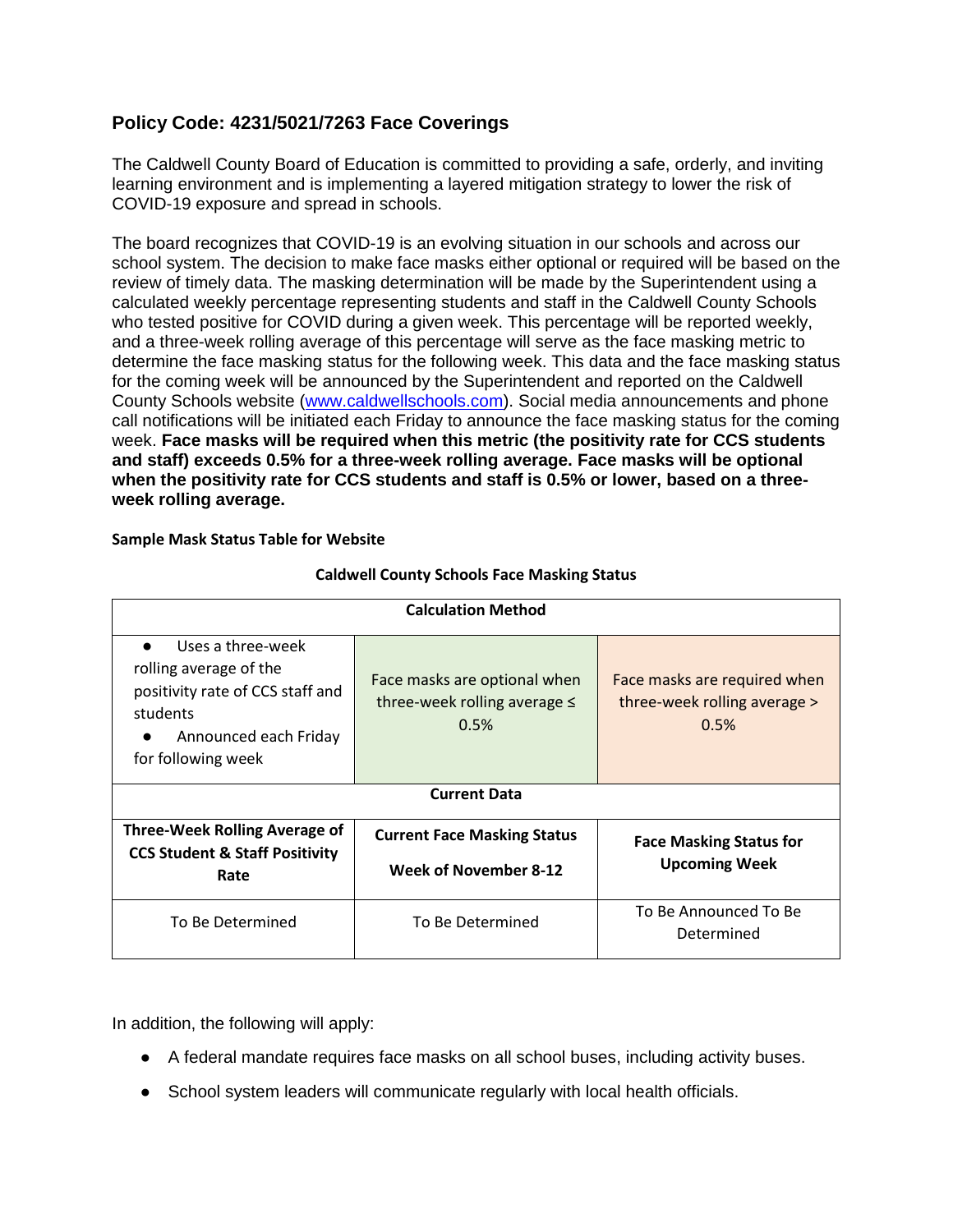## Policy Code: 4231/5021/7263 Face Coverings

The Caldwell County Board of Education is committed to providing a safe, orderly, and inviting learning environment and is implementing a layered mitigation strategy to lower the risk of COVID-19 exposure and spread in schools.

The board recognizes that COVID-19 is an evolving situation in our schools and across our school system. The decision to make face masks either optional or required will be based on the review of timely data. The masking determination will be made by the Superintendent using a calculated weekly percentage representing students and staff in the Caldwell County Schools who tested positive for COVID during a given week. This percentage will be reported weekly, and a three-week rolling average of this percentage will serve as the face masking metric to determine the face masking status for the following week. This data and the face masking status for the coming week will be announced by the Superintendent and reported on the Caldwell County Schools website (www.caldwellschools.com). Social media announcements and phone call notifications will be initiated each Friday to announce the face masking status for the coming week. **Face masks will be required when this metric (the positivity rate for CCS students and staff) exceeds 0.5% for a three-week rolling average. Face masks will be optional when the positivity rate for CCS students and staff is 0.5% or lower, based on a three-week rolling average.**

**Sample Mask Status Table for Website**

**Caldwell County Schools Face Masking Status**

| **Calculation Method** | | |
|---|---|---|
| • Uses a three-week rolling average of the positivity rate of CCS staff and students<br>• Announced each Friday for following week | Face masks are optional when three-week rolling average ≤ 0.5% | Face masks are required when three-week rolling average > 0.5% |
| **Current Data** | | |
| **Three-Week Rolling Average of CCS Student & Staff Positivity Rate** | **Current Face Masking Status Week of November 8-12** | **Face Masking Status for Upcoming Week** |
| To Be Determined | To Be Determined | To Be Announced To Be Determined |

In addition, the following will apply:

- A federal mandate requires face masks on all school buses, including activity buses.
- School system leaders will communicate regularly with local health officials.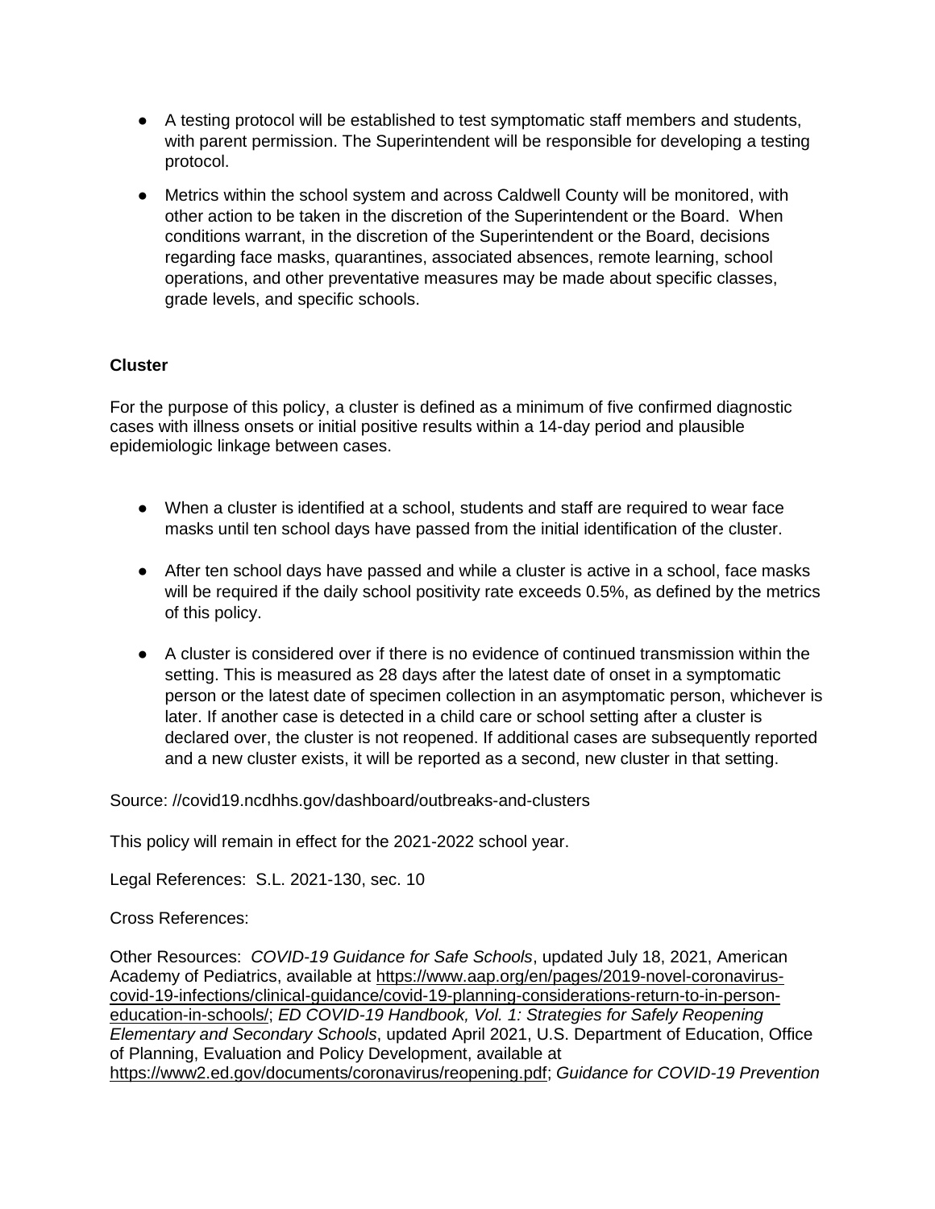- A testing protocol will be established to test symptomatic staff members and students, with parent permission. The Superintendent will be responsible for developing a testing protocol.

- Metrics within the school system and across Caldwell County will be monitored, with other action to be taken in the discretion of the Superintendent or the Board. When conditions warrant, in the discretion of the Superintendent or the Board, decisions regarding face masks, quarantines, associated absences, remote learning, school operations, and other preventative measures may be made about specific classes, grade levels, and specific schools.

**Cluster**

For the purpose of this policy, a cluster is defined as a minimum of five confirmed diagnostic cases with illness onsets or initial positive results within a 14-day period and plausible epidemiologic linkage between cases.

- When a cluster is identified at a school, students and staff are required to wear face masks until ten school days have passed from the initial identification of the cluster.

- After ten school days have passed and while a cluster is active in a school, face masks will be required if the daily school positivity rate exceeds 0.5%, as defined by the metrics of this policy.

- A cluster is considered over if there is no evidence of continued transmission within the setting. This is measured as 28 days after the latest date of onset in a symptomatic person or the latest date of specimen collection in an asymptomatic person, whichever is later. If another case is detected in a child care or school setting after a cluster is declared over, the cluster is not reopened. If additional cases are subsequently reported and a new cluster exists, it will be reported as a second, new cluster in that setting.

Source: //covid19.ncdhhs.gov/dashboard/outbreaks-and-clusters

This policy will remain in effect for the 2021-2022 school year.

Legal References: S.L. 2021-130, sec. 10

Cross References:

Other Resources: *COVID-19 Guidance for Safe Schools*, updated July 18, 2021, American Academy of Pediatrics, available at https://www.aap.org/en/pages/2019-novel-coronavirus-covid-19-infections/clinical-guidance/covid-19-planning-considerations-return-to-in-person-education-in-schools/; *ED COVID-19 Handbook, Vol. 1: Strategies for Safely Reopening Elementary and Secondary Schools*, updated April 2021, U.S. Department of Education, Office of Planning, Evaluation and Policy Development, available at https://www2.ed.gov/documents/coronavirus/reopening.pdf; *Guidance for COVID-19 Prevention*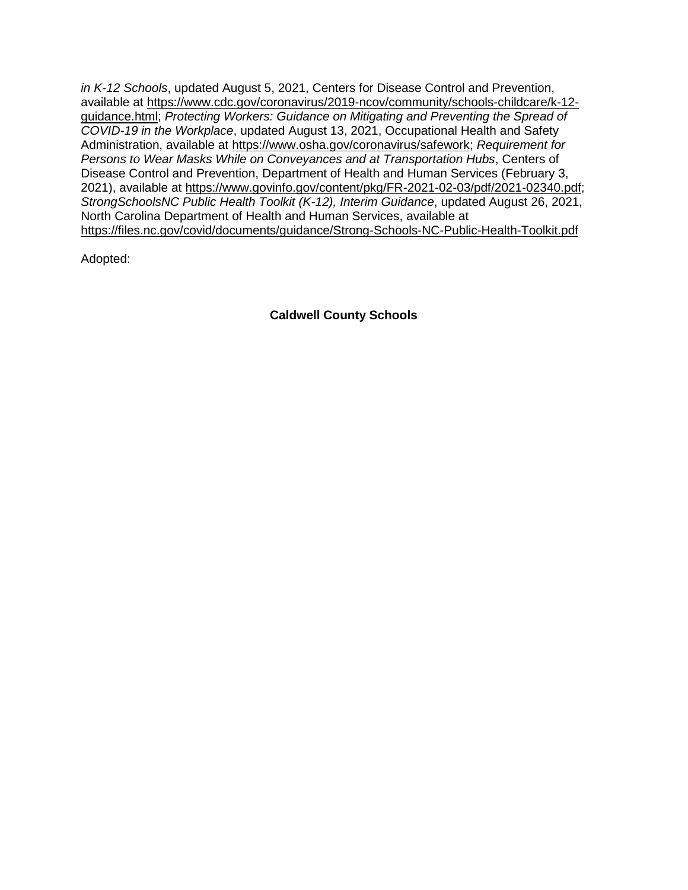*in K-12 Schools*, updated August 5, 2021, Centers for Disease Control and Prevention, available at https://www.cdc.gov/coronavirus/2019-ncov/community/schools-childcare/k-12-guidance.html; *Protecting Workers: Guidance on Mitigating and Preventing the Spread of COVID-19 in the Workplace*, updated August 13, 2021, Occupational Health and Safety Administration, available at https://www.osha.gov/coronavirus/safework; *Requirement for Persons to Wear Masks While on Conveyances and at Transportation Hubs*, Centers of Disease Control and Prevention, Department of Health and Human Services (February 3, 2021), available at https://www.govinfo.gov/content/pkg/FR-2021-02-03/pdf/2021-02340.pdf; *StrongSchoolsNC Public Health Toolkit (K-12), Interim Guidance*, updated August 26, 2021, North Carolina Department of Health and Human Services, available at https://files.nc.gov/covid/documents/guidance/Strong-Schools-NC-Public-Health-Toolkit.pdf

Adopted:

**Caldwell County Schools**